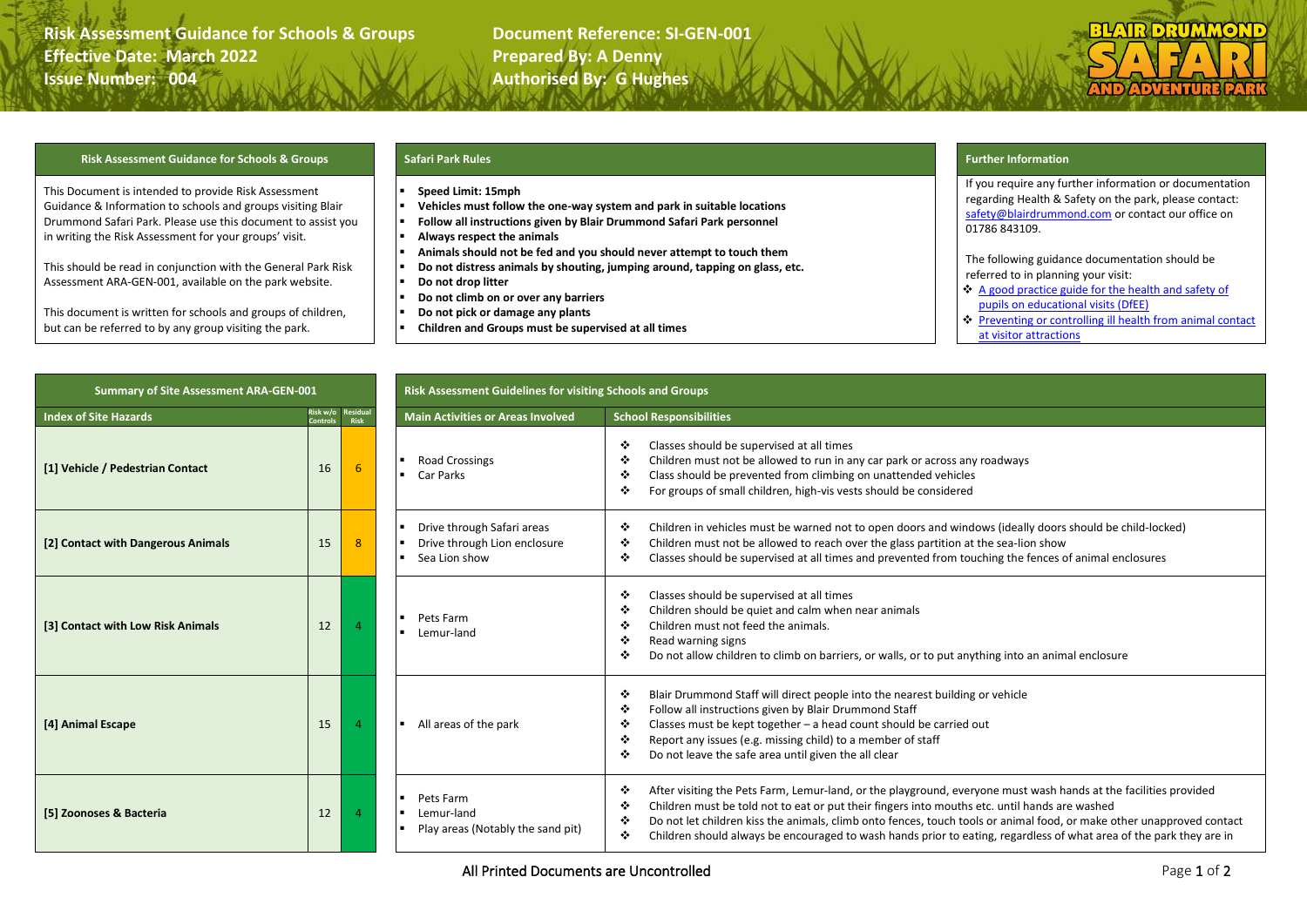**Risk Assessment Guidance for Schools & Groups**
**Effective Date: March 2022**
**Issue Number: 004**

**Document Reference: SI-GEN-001**
**Prepared By: A Denny**
**Authorised By: G Hughes**

## Risk Assessment Guidance for Schools & Groups

This Document is intended to provide Risk Assessment Guidance & Information to schools and groups visiting Blair Drummond Safari Park. Please use this document to assist you in writing the Risk Assessment for your groups' visit.

This should be read in conjunction with the General Park Risk Assessment ARA-GEN-001, available on the park website.

This document is written for schools and groups of children, but can be referred to by any group visiting the park.

## Safari Park Rules

- **Speed Limit: 15mph**
- **Vehicles must follow the one-way system and park in suitable locations**
- **Follow all instructions given by Blair Drummond Safari Park personnel**
- **Always respect the animals**
- **Animals should not be fed and you should never attempt to touch them**
- **Do not distress animals by shouting, jumping around, tapping on glass, etc.**
- **Do not drop litter**
- **Do not climb on or over any barriers**
- **Do not pick or damage any plants**
- **Children and Groups must be supervised at all times**

## Further Information

If you require any further information or documentation regarding Health & Safety on the park, please contact: safety@blairdrummond.com or contact our office on 01786 843109.

The following guidance documentation should be referred to in planning your visit:

- A good practice guide for the health and safety of pupils on educational visits (DfEE)
- Preventing or controlling ill health from animal contact at visitor attractions

## Summary of Site Assessment ARA-GEN-001 / Risk Assessment Guidelines for visiting Schools and Groups

| Index of Site Hazards | Risk w/o Controls | Residual Risk | Main Activities or Areas Involved | School Responsibilities |
|---|---|---|---|---|
| **[1] Vehicle / Pedestrian Contact** | 16 | 6 | - Road Crossings<br>- Car Parks | - Classes should be supervised at all times<br>- Children must not be allowed to run in any car park or across any roadways<br>- Class should be prevented from climbing on unattended vehicles<br>- For groups of small children, high-vis vests should be considered |
| **[2] Contact with Dangerous Animals** | 15 | 8 | - Drive through Safari areas<br>- Drive through Lion enclosure<br>- Sea Lion show | - Children in vehicles must be warned not to open doors and windows (ideally doors should be child-locked)<br>- Children must not be allowed to reach over the glass partition at the sea-lion show<br>- Classes should be supervised at all times and prevented from touching the fences of animal enclosures |
| **[3] Contact with Low Risk Animals** | 12 | 4 | - Pets Farm<br>- Lemur-land | - Classes should be supervised at all times<br>- Children should be quiet and calm when near animals<br>- Children must not feed the animals.<br>- Read warning signs<br>- Do not allow children to climb on barriers, or walls, or to put anything into an animal enclosure |
| **[4] Animal Escape** | 15 | 4 | - All areas of the park | - Blair Drummond Staff will direct people into the nearest building or vehicle<br>- Follow all instructions given by Blair Drummond Staff<br>- Classes must be kept together – a head count should be carried out<br>- Report any issues (e.g. missing child) to a member of staff<br>- Do not leave the safe area until given the all clear |
| **[5] Zoonoses & Bacteria** | 12 | 4 | - Pets Farm<br>- Lemur-land<br>- Play areas (Notably the sand pit) | - After visiting the Pets Farm, Lemur-land, or the playground, everyone must wash hands at the facilities provided<br>- Children must be told not to eat or put their fingers into mouths etc. until hands are washed<br>- Do not let children kiss the animals, climb onto fences, touch tools or animal food, or make other unapproved contact<br>- Children should always be encouraged to wash hands prior to eating, regardless of what area of the park they are in |

All Printed Documents are Uncontrolled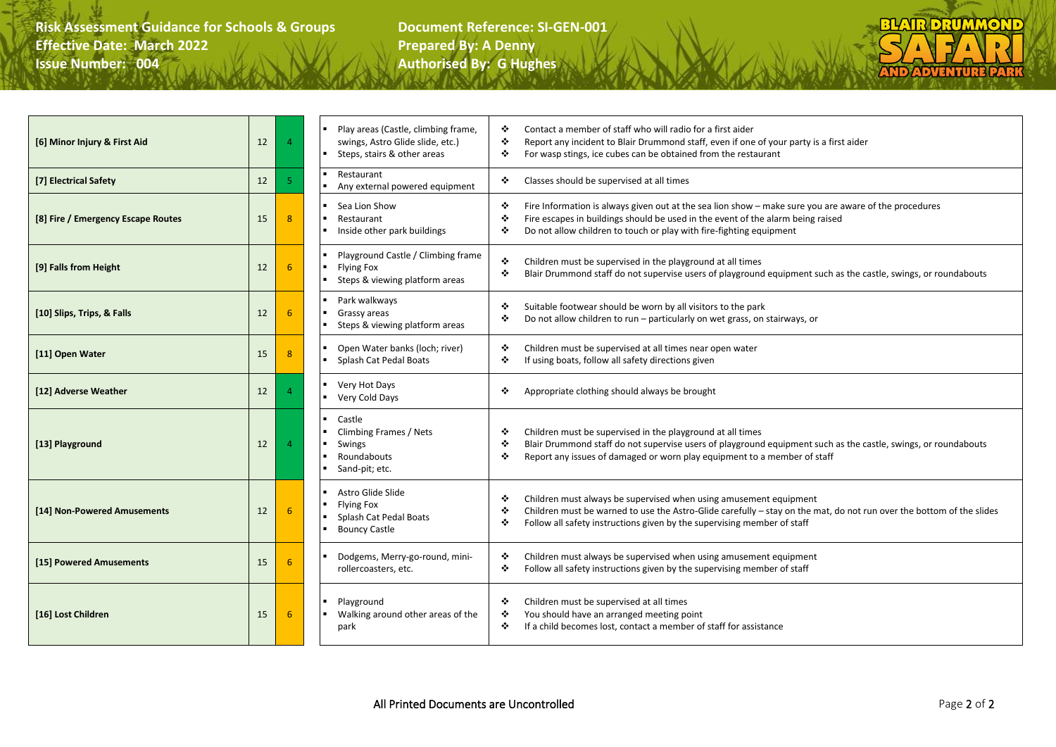| | | | | |
|---|---|---|---|---|
| **[6] Minor Injury & First Aid** | 12 | 4 | ▪ Play areas (Castle, climbing frame, swings, Astro Glide slide, etc.)<br>▪ Steps, stairs & other areas | ❖ Contact a member of staff who will radio for a first aider<br>❖ Report any incident to Blair Drummond staff, even if one of your party is a first aider<br>❖ For wasp stings, ice cubes can be obtained from the restaurant |
| **[7] Electrical Safety** | 12 | 5 | ▪ Restaurant<br>▪ Any external powered equipment | ❖ Classes should be supervised at all times |
| **[8] Fire / Emergency Escape Routes** | 15 | 8 | ▪ Sea Lion Show<br>▪ Restaurant<br>▪ Inside other park buildings | ❖ Fire Information is always given out at the sea lion show – make sure you are aware of the procedures<br>❖ Fire escapes in buildings should be used in the event of the alarm being raised<br>❖ Do not allow children to touch or play with fire-fighting equipment |
| **[9] Falls from Height** | 12 | 6 | ▪ Playground Castle / Climbing frame<br>▪ Flying Fox<br>▪ Steps & viewing platform areas | ❖ Children must be supervised in the playground at all times<br>❖ Blair Drummond staff do not supervise users of playground equipment such as the castle, swings, or roundabouts |
| **[10] Slips, Trips, & Falls** | 12 | 6 | ▪ Park walkways<br>▪ Grassy areas<br>▪ Steps & viewing platform areas | ❖ Suitable footwear should be worn by all visitors to the park<br>❖ Do not allow children to run – particularly on wet grass, on stairways, or |
| **[11] Open Water** | 15 | 8 | ▪ Open Water banks (loch; river)<br>▪ Splash Cat Pedal Boats | ❖ Children must be supervised at all times near open water<br>❖ If using boats, follow all safety directions given |
| **[12] Adverse Weather** | 12 | 4 | ▪ Very Hot Days<br>▪ Very Cold Days | ❖ Appropriate clothing should always be brought |
| **[13] Playground** | 12 | 4 | ▪ Castle<br>▪ Climbing Frames / Nets<br>▪ Swings<br>▪ Roundabouts<br>▪ Sand-pit; etc. | ❖ Children must be supervised in the playground at all times<br>❖ Blair Drummond staff do not supervise users of playground equipment such as the castle, swings, or roundabouts<br>❖ Report any issues of damaged or worn play equipment to a member of staff |
| **[14] Non-Powered Amusements** | 12 | 6 | ▪ Astro Glide Slide<br>▪ Flying Fox<br>▪ Splash Cat Pedal Boats<br>▪ Bouncy Castle | ❖ Children must always be supervised when using amusement equipment<br>❖ Children must be warned to use the Astro-Glide carefully – stay on the mat, do not run over the bottom of the slides<br>❖ Follow all safety instructions given by the supervising member of staff |
| **[15] Powered Amusements** | 15 | 6 | ▪ Dodgems, Merry-go-round, mini-rollercoasters, etc. | ❖ Children must always be supervised when using amusement equipment<br>❖ Follow all safety instructions given by the supervising member of staff |
| **[16] Lost Children** | 15 | 6 | ▪ Playground<br>▪ Walking around other areas of the park | ❖ Children must be supervised at all times<br>❖ You should have an arranged meeting point<br>❖ If a child becomes lost, contact a member of staff for assistance |

All Printed Documents are Uncontrolled